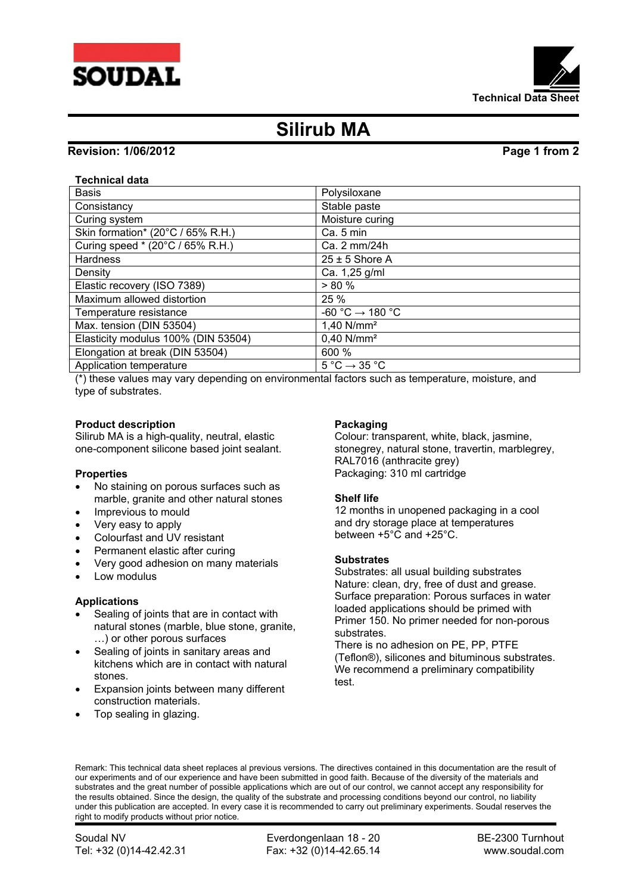# Silirub MA

**Revision: 1/06/2012**

**Technical data**

| Basis | Polysiloxane |
|---|---|
| Consistancy | Stable paste |
| Curing system | Moisture curing |
| Skin formation* (20°C / 65% R.H.) | Ca. 5 min |
| Curing speed * (20°C / 65% R.H.) | Ca. 2 mm/24h |
| Hardness | 25 ± 5 Shore A |
| Density | Ca. 1,25 g/ml |
| Elastic recovery (ISO 7389) | > 80 % |
| Maximum allowed distortion | 25 % |
| Temperature resistance | -60 °C → 180 °C |
| Max. tension (DIN 53504) | 1,40 N/mm² |
| Elasticity modulus 100% (DIN 53504) | 0,40 N/mm² |
| Elongation at break (DIN 53504) | 600 % |
| Application temperature | 5 °C → 35 °C |

(*) these values may vary depending on environmental factors such as temperature, moisture, and type of substrates.

**Product description**

Silirub MA is a high-quality, neutral, elastic one-component silicone based joint sealant.

**Properties**

- No staining on porous surfaces such as marble, granite and other natural stones
- Impervious to mould
- Very easy to apply
- Colourfast and UV resistant
- Permanent elastic after curing
- Very good adhesion on many materials
- Low modulus

**Applications**

- Sealing of joints that are in contact with natural stones (marble, blue stone, granite, …) or other porous surfaces
- Sealing of joints in sanitary areas and kitchens which are in contact with natural stones.
- Expansion joints between many different construction materials.
- Top sealing in glazing.

**Packaging**

Colour: transparent, white, black, jasmine, stonegrey, natural stone, travertin, marblegrey, RAL7016 (anthracite grey)
Packaging: 310 ml cartridge

**Shelf life**

12 months in unopened packaging in a cool and dry storage place at temperatures between +5°C and +25°C.

**Substrates**

Substrates: all usual building substrates
Nature: clean, dry, free of dust and grease.
Surface preparation: Porous surfaces in water loaded applications should be primed with Primer 150. No primer needed for non-porous substrates.
There is no adhesion on PE, PP, PTFE (Teflon®), silicones and bituminous substrates. We recommend a preliminary compatibility test.

Remark: This technical data sheet replaces al previous versions. The directives contained in this documentation are the result of our experiments and of our experience and have been submitted in good faith. Because of the diversity of the materials and substrates and the great number of possible applications which are out of our control, we cannot accept any responsibility for the results obtained. Since the design, the quality of the substrate and processing conditions beyond our control, no liability under this publication are accepted. In every case it is recommended to carry out preliminary experiments. Soudal reserves the right to modify products without prior notice.

Soudal NV | Everdongenlaan 18 - 20 | BE-2300 Turnhout
Tel: +32 (0)14-42.42.31 | Fax: +32 (0)14-42.65.14 | www.soudal.com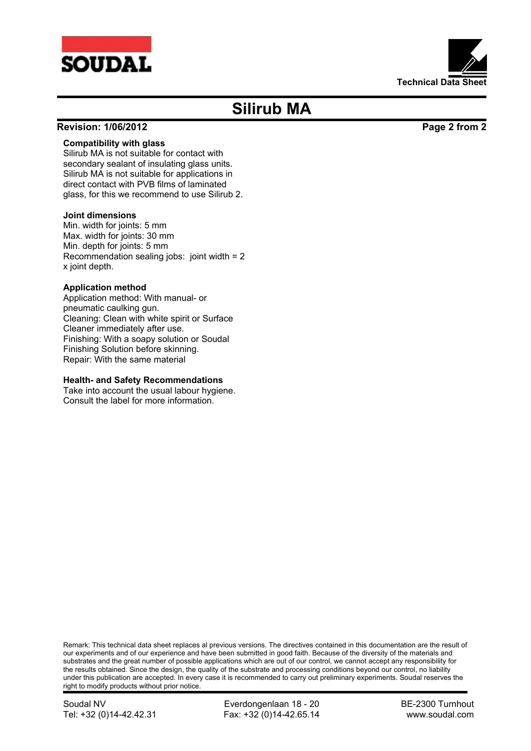### Compatibility with glass

Silirub MA is not suitable for contact with secondary sealant of insulating glass units. Silirub MA is not suitable for applications in direct contact with PVB films of laminated glass, for this we recommend to use Silirub 2.

### Joint dimensions

Min. width for joints: 5 mm
Max. width for joints: 30 mm
Min. depth for joints: 5 mm
Recommendation sealing jobs: joint width = 2 x joint depth.

### Application method

Application method: With manual- or pneumatic caulking gun.
Cleaning: Clean with white spirit or Surface Cleaner immediately after use.
Finishing: With a soapy solution or Soudal Finishing Solution before skinning.
Repair: With the same material

### Health- and Safety Recommendations

Take into account the usual labour hygiene.
Consult the label for more information.

Remark: This technical data sheet replaces al previous versions. The directives contained in this documentation are the result of our experiments and of our experience and have been submitted in good faith. Because of the diversity of the materials and substrates and the great number of possible applications which are out of our control, we cannot accept any responsibility for the results obtained. Since the design, the quality of the substrate and processing conditions beyond our control, no liability under this publication are accepted. In every case it is recommended to carry out preliminary experiments. Soudal reserves the right to modify products without prior notice.

Soudal NV — Everdongenlaan 18 - 20 — BE-2300 Turnhout
Tel: +32 (0)14-42.42.31 — Fax: +32 (0)14-42.65.14 — www.soudal.com